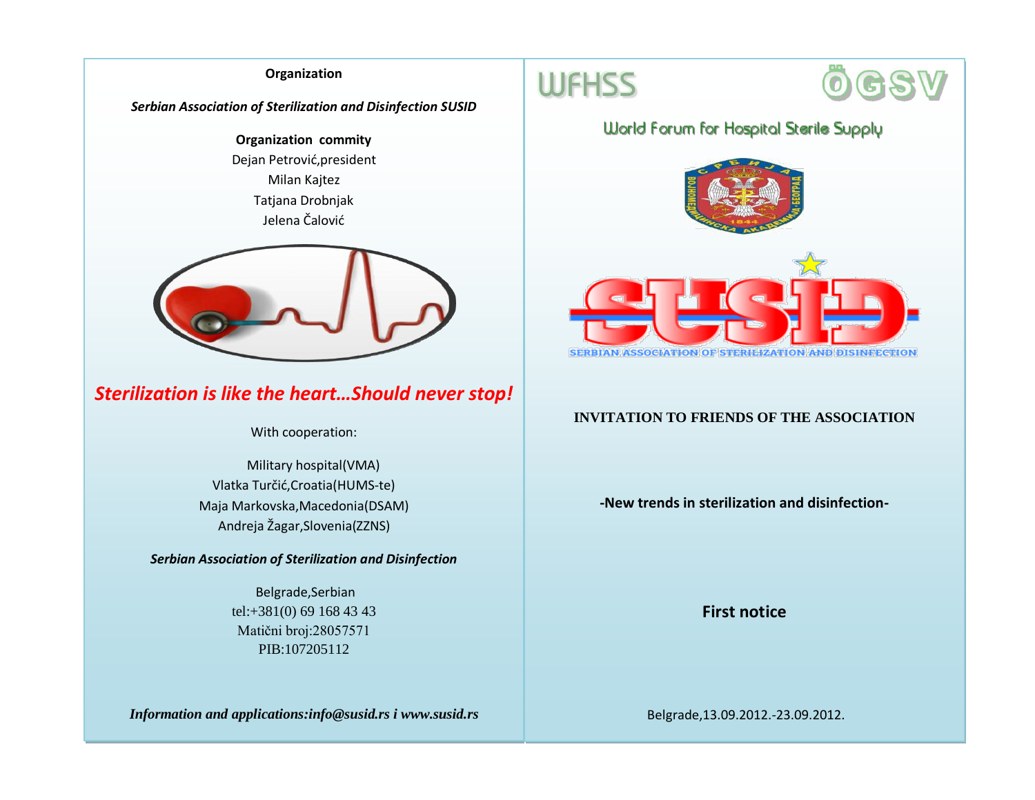**Organization**

***Serbian Association of Sterilization and Disinfection SUSID***

**Organization commity**

Dejan Petrović,president
Milan Kajtez
Tatjana Drobnjak
Jelena Čalović

***Sterilization is like the heart…Should never stop!***

With cooperation:

Military hospital(VMA)
Vlatka Turčić,Croatia(HUMS-te)
Maja Markovska,Macedonia(DSAM)
Andreja Žagar,Slovenia(ZZNS)

***Serbian Association of Sterilization and Disinfection***

Belgrade,Serbian
tel:+381(0) 69 168 43 43
Matični broj:28057571
PIB:107205112

***Information and applications:info@susid.rs i www.susid.rs***

WFHSS ÖGSV

World Forum for Hospital Sterile Supply

SUSID

SERBIAN ASSOCIATION OF STERILIZATION AND DISINFECTION

**INVITATION TO FRIENDS OF THE ASSOCIATION**

**-New trends in sterilization and disinfection-**

**First notice**

Belgrade,13.09.2012.-23.09.2012.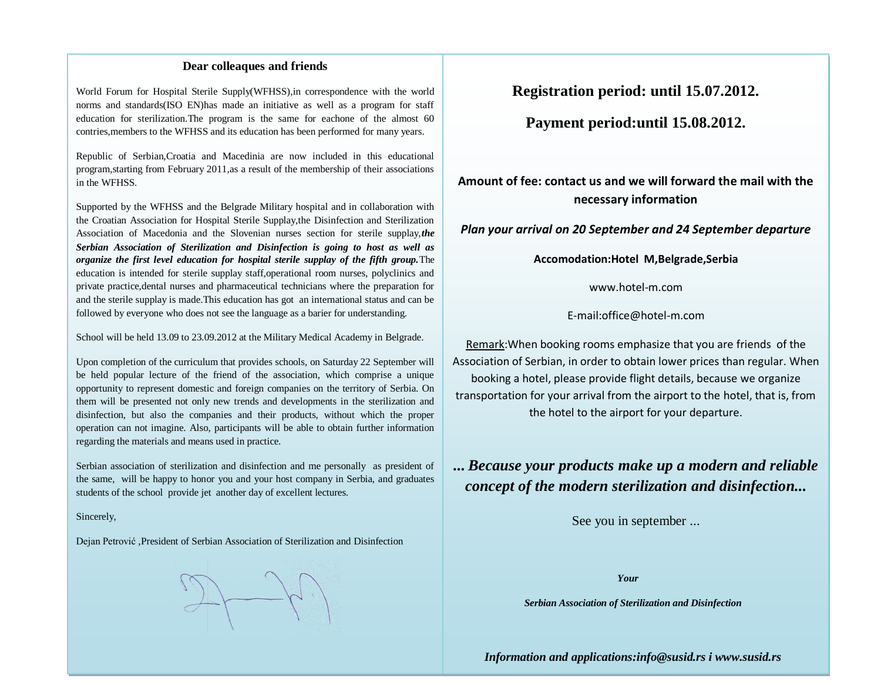**Dear colleaques and friends**

World Forum for Hospital Sterile Supply(WFHSS),in correspondence with the world norms and standards(ISO EN)has made an initiative as well as a program for staff education for sterilization.The program is the same for eachone of the almost 60 contries,members to the WFHSS and its education has been performed for many years.

Republic of Serbian,Croatia and Macedinia are now included in this educational program,starting from February 2011,as a result of the membership of their associations in the WFHSS.

Supported by the WFHSS and the Belgrade Military hospital and in collaboration with the Croatian Association for Hospital Sterile Supplay,the Disinfection and Sterilization Association of Macedonia and the Slovenian nurses section for sterile supplay,***the Serbian Association of Sterilization and Disinfection is going to host as well as organize the first level education for hospital sterile supplay of the fifth group.*** The education is intended for sterile supplay staff,operational room nurses, polyclinics and private practice,dental nurses and pharmaceutical technicians where the preparation for and the sterile supplay is made.This education has got an international status and can be followed by everyone who does not see the language as a barier for understanding.

School will be held 13.09 to 23.09.2012 at the Military Medical Academy in Belgrade.

Upon completion of the curriculum that provides schools, on Saturday 22 September will be held popular lecture of the friend of the association, which comprise a unique opportunity to represent domestic and foreign companies on the territory of Serbia. On them will be presented not only new trends and developments in the sterilization and disinfection, but also the companies and their products, without which the proper operation can not imagine. Also, participants will be able to obtain further information regarding the materials and means used in practice.

Serbian association of sterilization and disinfection and me personally as president of the same, will be happy to honor you and your host company in Serbia, and graduates students of the school provide jet another day of excellent lectures.

Sincerely,

Dejan Petrović ,President of Serbian Association of Sterilization and Disinfection

## Registration period: until 15.07.2012.

## Payment period:until 15.08.2012.

**Amount of fee: contact us and we will forward the mail with the necessary information**

***Plan your arrival on 20 September and 24 September departure***

**Accomodation:Hotel M,Belgrade,Serbia**

www.hotel-m.com

E-mail:office@hotel-m.com

Remark:When booking rooms emphasize that you are friends of the Association of Serbian, in order to obtain lower prices than regular. When booking a hotel, please provide flight details, because we organize transportation for your arrival from the airport to the hotel, that is, from the hotel to the airport for your departure.

***... Because your products make up a modern and reliable concept of the modern sterilization and disinfection...***

See you in september ...

***Your***

***Serbian Association of Sterilization and Disinfection***

***Information and applications:info@susid.rs i www.susid.rs***